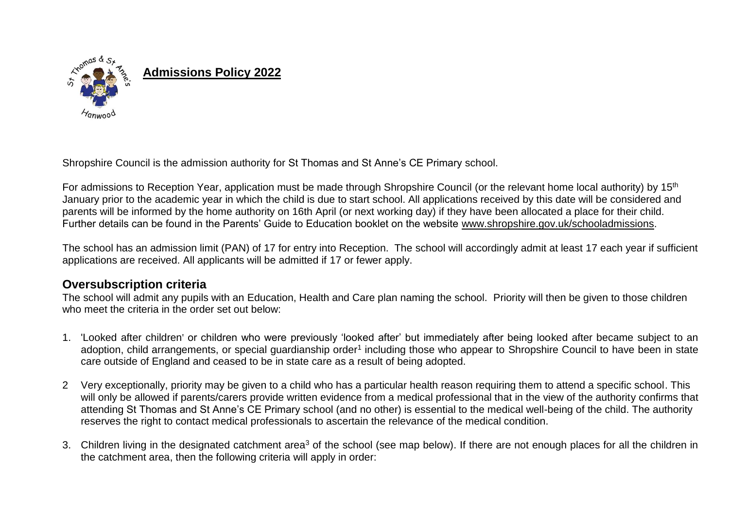# Admissions Policy 2022

Shropshire Council is the admission authority for St Thomas and St Anne's CE Primary school.

For admissions to Reception Year, application must be made through Shropshire Council (or the relevant home local authority) by 15th January prior to the academic year in which the child is due to start school. All applications received by this date will be considered and parents will be informed by the home authority on 16th April (or next working day) if they have been allocated a place for their child. Further details can be found in the Parents' Guide to Education booklet on the website www.shropshire.gov.uk/schooladmissions.

The school has an admission limit (PAN) of 17 for entry into Reception. The school will accordingly admit at least 17 each year if sufficient applications are received. All applicants will be admitted if 17 or fewer apply.

## Oversubscription criteria

The school will admit any pupils with an Education, Health and Care plan naming the school. Priority will then be given to those children who meet the criteria in the order set out below:

1. 'Looked after children' or children who were previously 'looked after' but immediately after being looked after became subject to an adoption, child arrangements, or special guardianship order[1] including those who appear to Shropshire Council to have been in state care outside of England and ceased to be in state care as a result of being adopted.

2. Very exceptionally, priority may be given to a child who has a particular health reason requiring them to attend a specific school. This will only be allowed if parents/carers provide written evidence from a medical professional that in the view of the authority confirms that attending St Thomas and St Anne's CE Primary school (and no other) is essential to the medical well-being of the child. The authority reserves the right to contact medical professionals to ascertain the relevance of the medical condition.

3. Children living in the designated catchment area[3] of the school (see map below). If there are not enough places for all the children in the catchment area, then the following criteria will apply in order: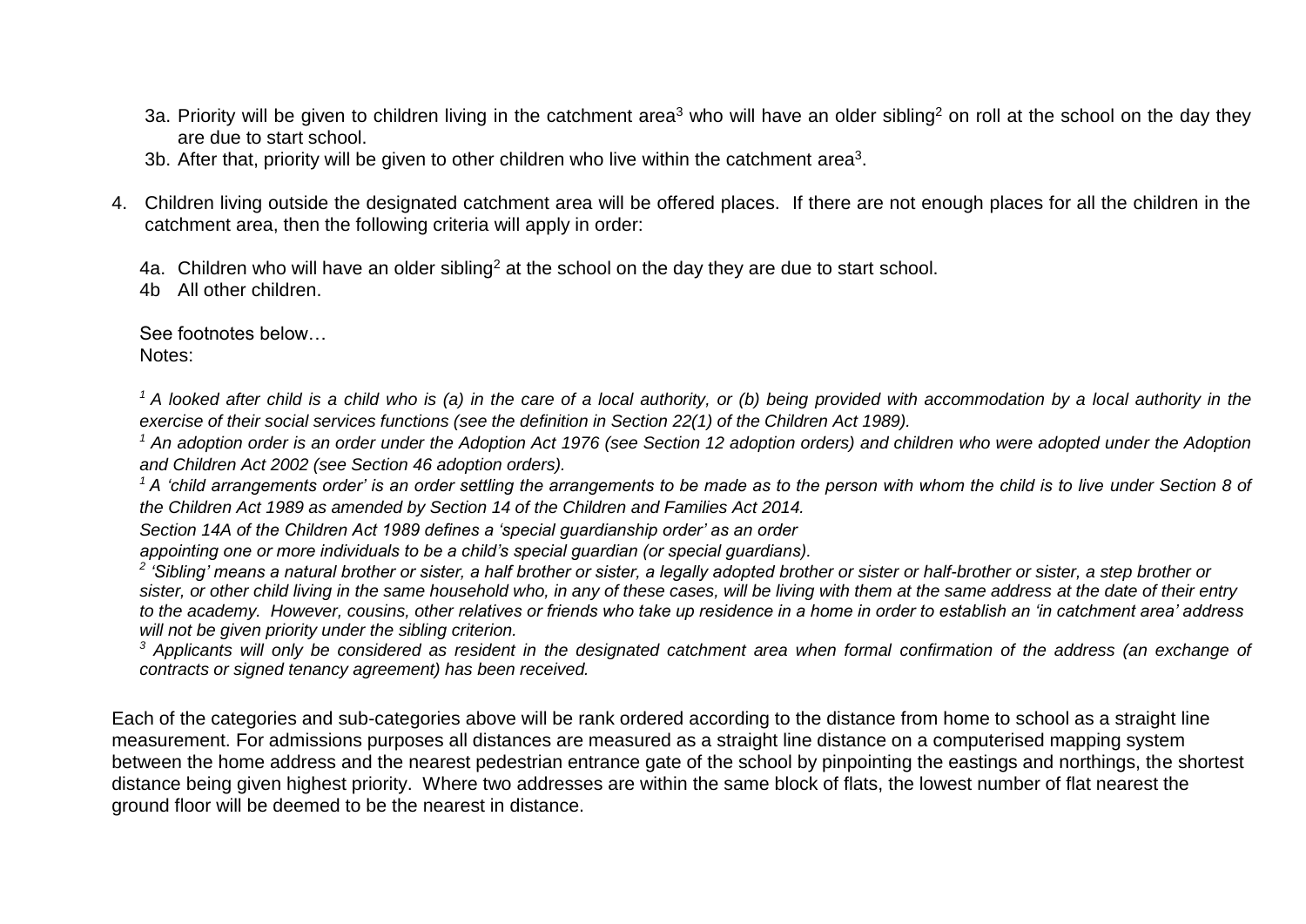3a. Priority will be given to children living in the catchment area[3] who will have an older sibling[2] on roll at the school on the day they are due to start school.

3b. After that, priority will be given to other children who live within the catchment area[3].

4. Children living outside the designated catchment area will be offered places. If there are not enough places for all the children in the catchment area, then the following criteria will apply in order:

   4a. Children who will have an older sibling[2] at the school on the day they are due to start school.

   4b All other children.

   See footnotes below…

   Notes:

   *[1] A looked after child is a child who is (a) in the care of a local authority, or (b) being provided with accommodation by a local authority in the exercise of their social services functions (see the definition in Section 22(1) of the Children Act 1989).*

   *[1] An adoption order is an order under the Adoption Act 1976 (see Section 12 adoption orders) and children who were adopted under the Adoption and Children Act 2002 (see Section 46 adoption orders).*

   *[1] A 'child arrangements order' is an order settling the arrangements to be made as to the person with whom the child is to live under Section 8 of the Children Act 1989 as amended by Section 14 of the Children and Families Act 2014.*

   *Section 14A of the Children Act 1989 defines a 'special guardianship order' as an order appointing one or more individuals to be a child's special guardian (or special guardians).*

   *[2] 'Sibling' means a natural brother or sister, a half brother or sister, a legally adopted brother or sister or half-brother or sister, a step brother or sister, or other child living in the same household who, in any of these cases, will be living with them at the same address at the date of their entry to the academy. However, cousins, other relatives or friends who take up residence in a home in order to establish an 'in catchment area' address will not be given priority under the sibling criterion.*

   *[3] Applicants will only be considered as resident in the designated catchment area when formal confirmation of the address (an exchange of contracts or signed tenancy agreement) has been received.*

Each of the categories and sub-categories above will be rank ordered according to the distance from home to school as a straight line measurement. For admissions purposes all distances are measured as a straight line distance on a computerised mapping system between the home address and the nearest pedestrian entrance gate of the school by pinpointing the eastings and northings, the shortest distance being given highest priority. Where two addresses are within the same block of flats, the lowest number of flat nearest the ground floor will be deemed to be the nearest in distance.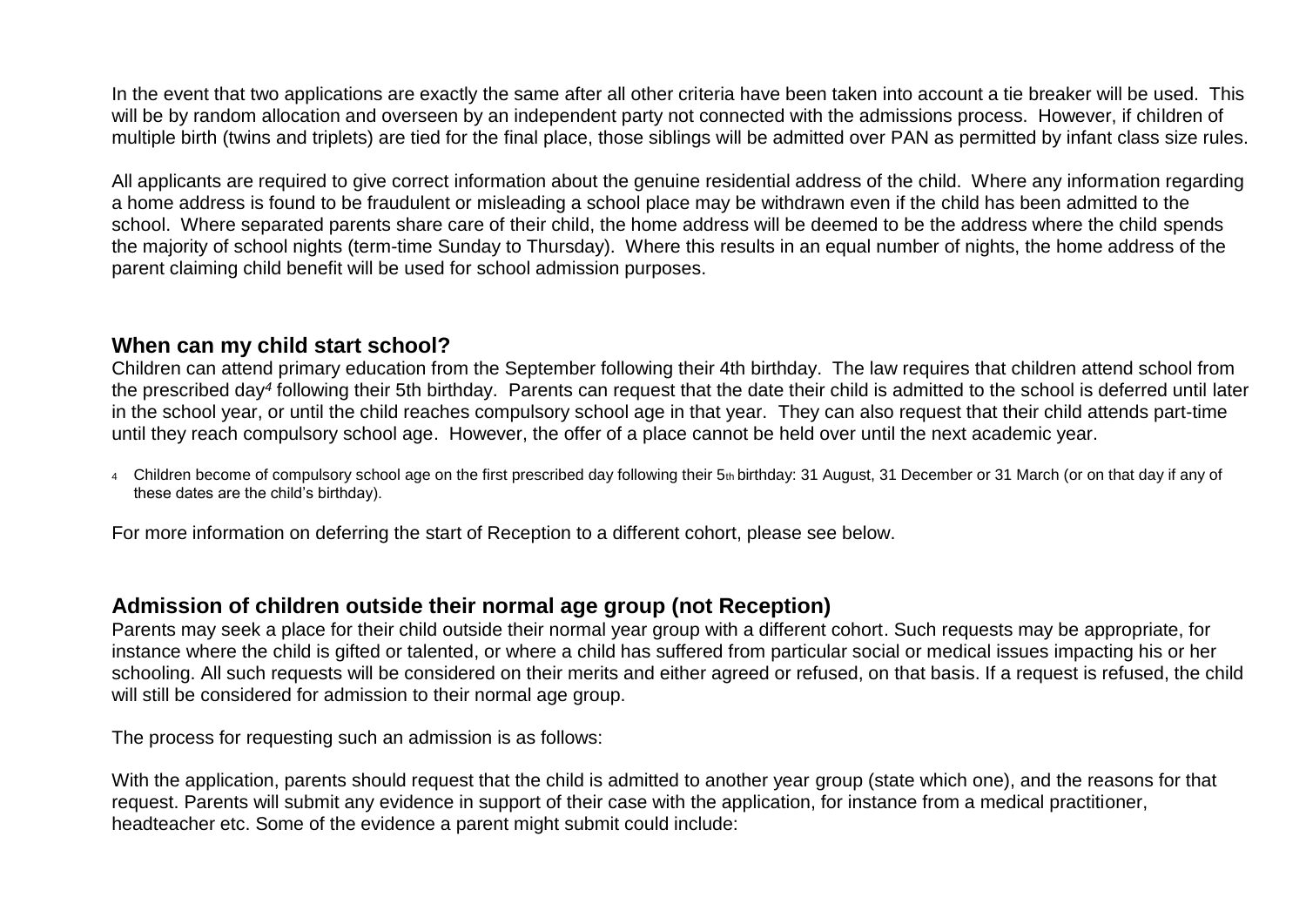In the event that two applications are exactly the same after all other criteria have been taken into account a tie breaker will be used. This will be by random allocation and overseen by an independent party not connected with the admissions process. However, if children of multiple birth (twins and triplets) are tied for the final place, those siblings will be admitted over PAN as permitted by infant class size rules.

All applicants are required to give correct information about the genuine residential address of the child. Where any information regarding a home address is found to be fraudulent or misleading a school place may be withdrawn even if the child has been admitted to the school. Where separated parents share care of their child, the home address will be deemed to be the address where the child spends the majority of school nights (term-time Sunday to Thursday). Where this results in an equal number of nights, the home address of the parent claiming child benefit will be used for school admission purposes.

## When can my child start school?

Children can attend primary education from the September following their 4th birthday. The law requires that children attend school from the prescribed day[4] following their 5th birthday. Parents can request that the date their child is admitted to the school is deferred until later in the school year, or until the child reaches compulsory school age in that year. They can also request that their child attends part-time until they reach compulsory school age. However, the offer of a place cannot be held over until the next academic year.

[4] Children become of compulsory school age on the first prescribed day following their 5th birthday: 31 August, 31 December or 31 March (or on that day if any of these dates are the child's birthday).

For more information on deferring the start of Reception to a different cohort, please see below.

## Admission of children outside their normal age group (not Reception)

Parents may seek a place for their child outside their normal year group with a different cohort. Such requests may be appropriate, for instance where the child is gifted or talented, or where a child has suffered from particular social or medical issues impacting his or her schooling. All such requests will be considered on their merits and either agreed or refused, on that basis. If a request is refused, the child will still be considered for admission to their normal age group.

The process for requesting such an admission is as follows:

With the application, parents should request that the child is admitted to another year group (state which one), and the reasons for that request. Parents will submit any evidence in support of their case with the application, for instance from a medical practitioner, headteacher etc. Some of the evidence a parent might submit could include: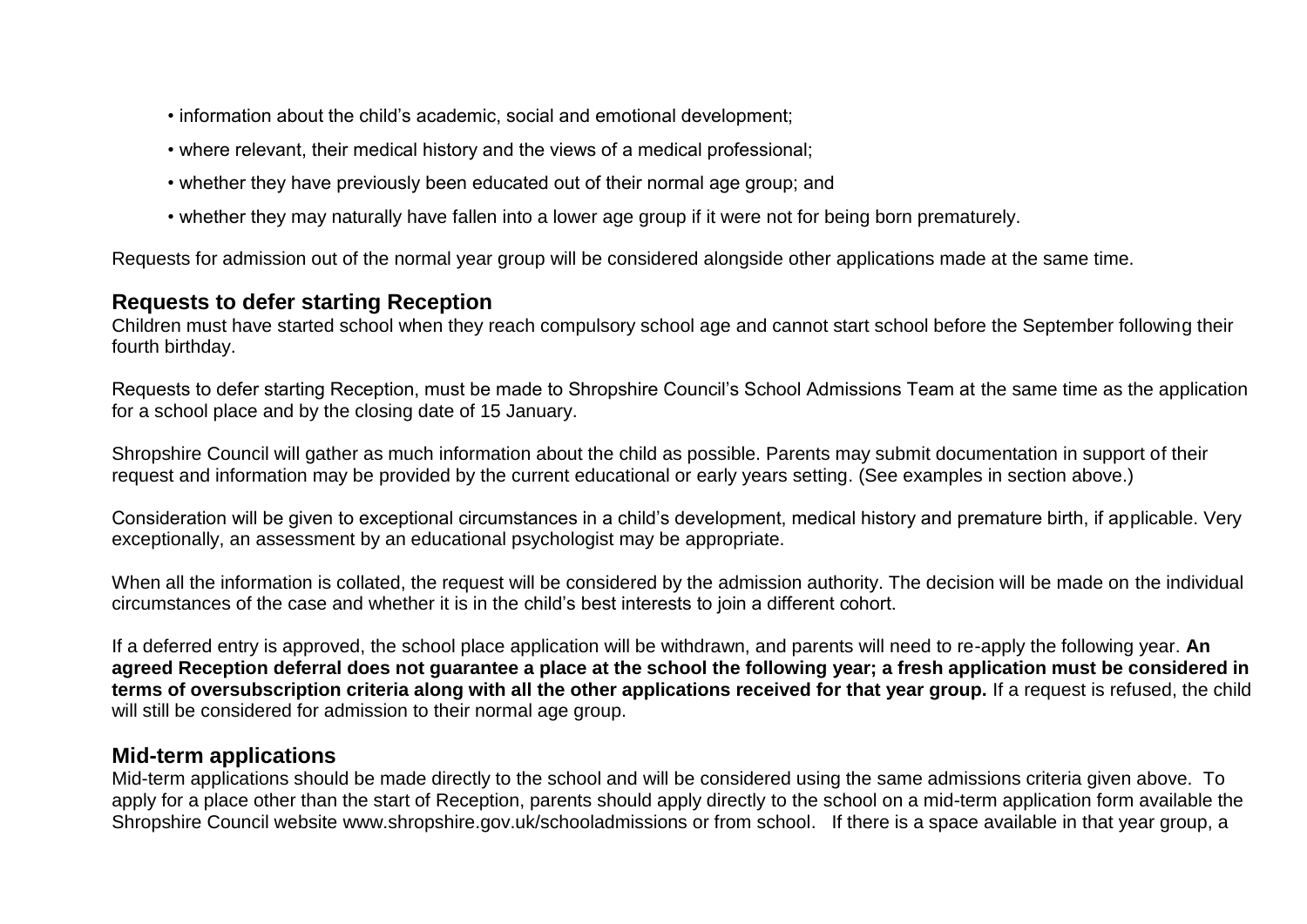- information about the child's academic, social and emotional development;
- where relevant, their medical history and the views of a medical professional;
- whether they have previously been educated out of their normal age group; and
- whether they may naturally have fallen into a lower age group if it were not for being born prematurely.

Requests for admission out of the normal year group will be considered alongside other applications made at the same time.

## Requests to defer starting Reception

Children must have started school when they reach compulsory school age and cannot start school before the September following their fourth birthday.

Requests to defer starting Reception, must be made to Shropshire Council's School Admissions Team at the same time as the application for a school place and by the closing date of 15 January.

Shropshire Council will gather as much information about the child as possible. Parents may submit documentation in support of their request and information may be provided by the current educational or early years setting. (See examples in section above.)

Consideration will be given to exceptional circumstances in a child's development, medical history and premature birth, if applicable. Very exceptionally, an assessment by an educational psychologist may be appropriate.

When all the information is collated, the request will be considered by the admission authority. The decision will be made on the individual circumstances of the case and whether it is in the child's best interests to join a different cohort.

If a deferred entry is approved, the school place application will be withdrawn, and parents will need to re-apply the following year. **An agreed Reception deferral does not guarantee a place at the school the following year; a fresh application must be considered in terms of oversubscription criteria along with all the other applications received for that year group.** If a request is refused, the child will still be considered for admission to their normal age group.

## Mid-term applications

Mid-term applications should be made directly to the school and will be considered using the same admissions criteria given above. To apply for a place other than the start of Reception, parents should apply directly to the school on a mid-term application form available the Shropshire Council website www.shropshire.gov.uk/schooladmissions or from school. If there is a space available in that year group, a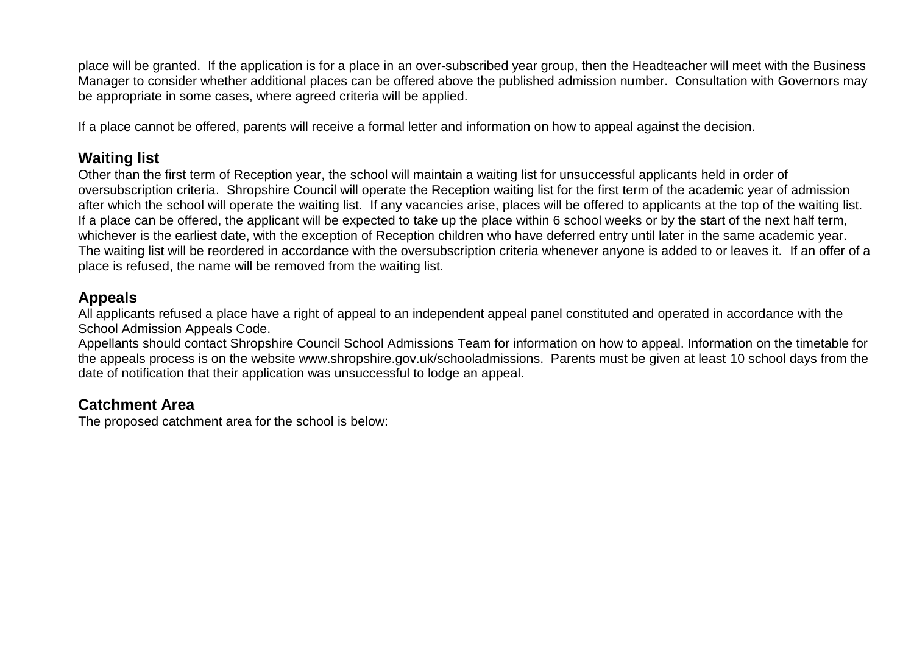place will be granted. If the application is for a place in an over-subscribed year group, then the Headteacher will meet with the Business Manager to consider whether additional places can be offered above the published admission number. Consultation with Governors may be appropriate in some cases, where agreed criteria will be applied.

If a place cannot be offered, parents will receive a formal letter and information on how to appeal against the decision.

## Waiting list

Other than the first term of Reception year, the school will maintain a waiting list for unsuccessful applicants held in order of oversubscription criteria. Shropshire Council will operate the Reception waiting list for the first term of the academic year of admission after which the school will operate the waiting list. If any vacancies arise, places will be offered to applicants at the top of the waiting list. If a place can be offered, the applicant will be expected to take up the place within 6 school weeks or by the start of the next half term, whichever is the earliest date, with the exception of Reception children who have deferred entry until later in the same academic year. The waiting list will be reordered in accordance with the oversubscription criteria whenever anyone is added to or leaves it. If an offer of a place is refused, the name will be removed from the waiting list.

## Appeals

All applicants refused a place have a right of appeal to an independent appeal panel constituted and operated in accordance with the School Admission Appeals Code.
Appellants should contact Shropshire Council School Admissions Team for information on how to appeal. Information on the timetable for the appeals process is on the website www.shropshire.gov.uk/schooladmissions. Parents must be given at least 10 school days from the date of notification that their application was unsuccessful to lodge an appeal.

## Catchment Area

The proposed catchment area for the school is below: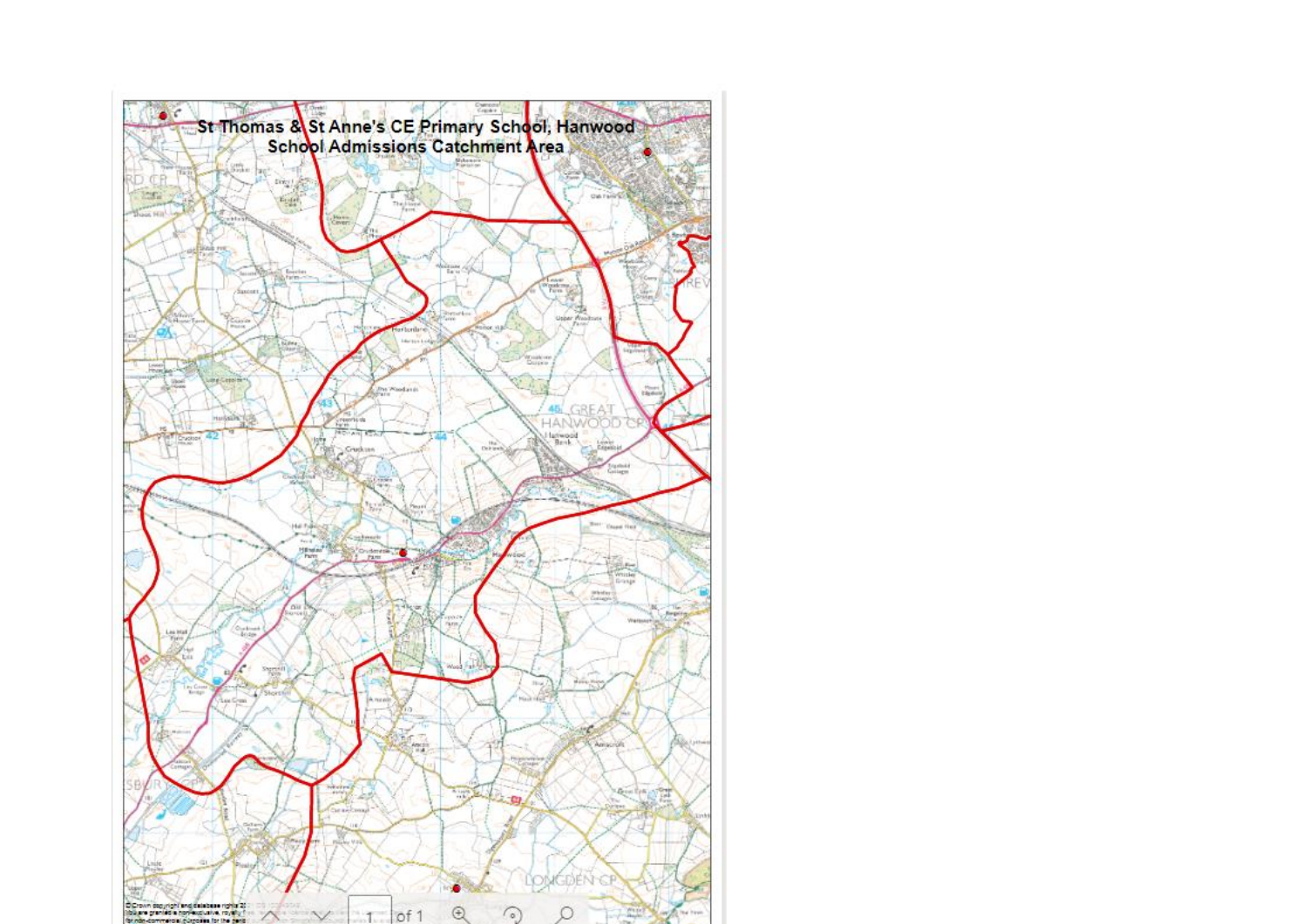St Thomas & St Anne's CE Primary School, Hanwood
School Admissions Catchment Area